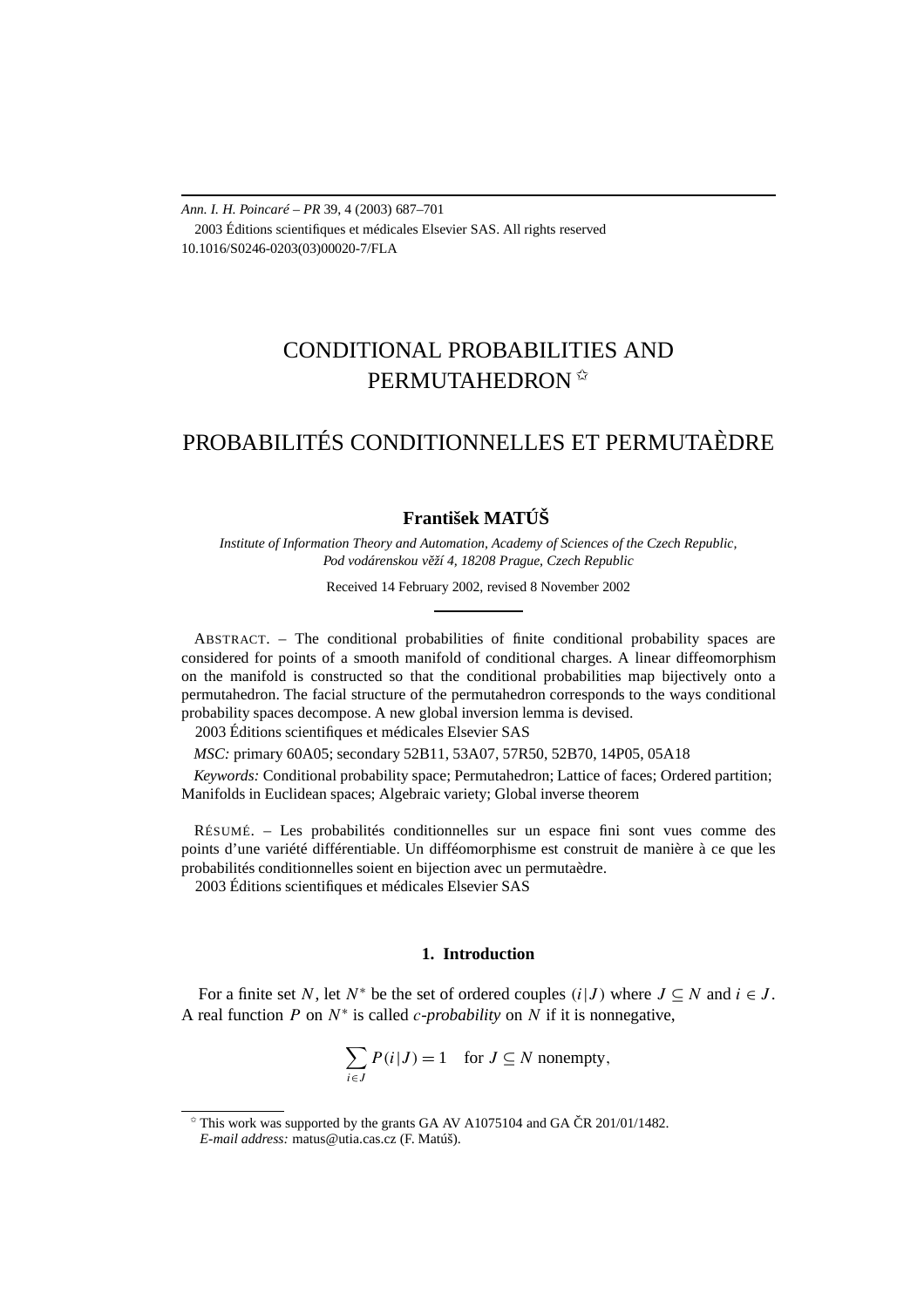# CONDITIONAL PROBABILITIES AND PERMUTAHEDRON ✩

# PROBABILITÉS CONDITIONNELLES ET PERMUTAÈDRE

**František MATÚŠ**

*Institute of Information Theory and Automation, Academy of Sciences of the Czech Republic, Pod vodárenskou věží 4, 18208 Prague, Czech Republic*

Received 14 February 2002, revised 8 November 2002

ABSTRACT. – The conditional probabilities of finite conditional probability spaces are considered for points of a smooth manifold of conditional charges. A linear diffeomorphism on the manifold is constructed so that the conditional probabilities map bijectively onto a permutahedron. The facial structure of the permutahedron corresponds to the ways conditional probability spaces decompose. A new global inversion lemma is devised.

2003 Éditions scientifiques et médicales Elsevier SAS

*MSC:* primary 60A05; secondary 52B11, 53A07, 57R50, 52B70, 14P05, 05A18

*Keywords:* Conditional probability space; Permutahedron; Lattice of faces; Ordered partition; Manifolds in Euclidean spaces; Algebraic variety; Global inverse theorem

RÉSUMÉ. – Les probabilités conditionnelles sur un espace fini sont vues comme des points d'une variété différentiable. Un difféomorphisme est construit de manière à ce que les probabilités conditionnelles soient en bijection avec un permutaèdre.

2003 Éditions scientifiques et médicales Elsevier SAS

## 1. Introduction

For a finite set $N$, let $N^*$ be the set of ordered couples $(i|J)$ where $J \subseteq N$ and $i \in J$. A real function $P$ on $N^*$ is called *c-probability* on $N$ if it is nonnegative,

$$\sum_{i \in J} P(i|J) = 1 \quad \text{for } J \subseteq N \text{ nonempty},$$

✩ This work was supported by the grants GA AV A1075104 and GA ČR 201/01/1482.
*E-mail address:* matus@utia.cas.cz (F. Matúš).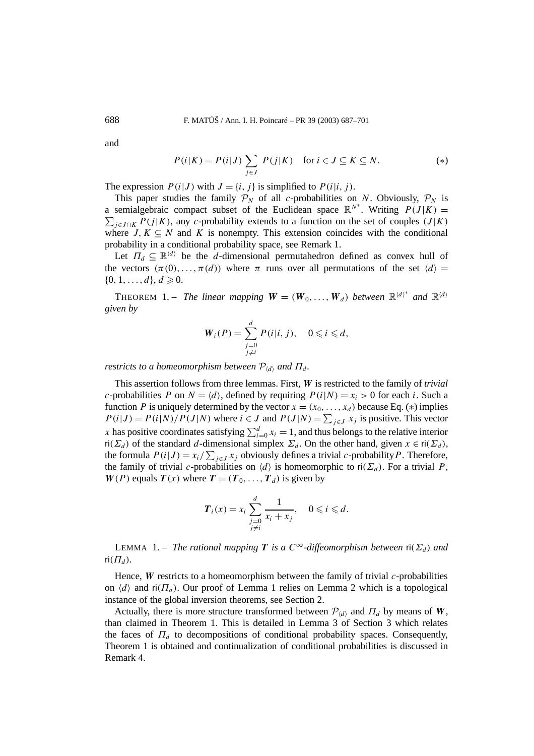and

$$P(i|K) = P(i|J) \sum_{j \in J} P(j|K) \quad \text{for } i \in J \subseteq K \subseteq N. \tag{$*$}$$

The expression $P(i|J)$ with $J = \{i, j\}$ is simplified to $P(i|i, j)$.

This paper studies the family $\mathcal{P}_N$ of all $c$-probabilities on $N$. Obviously, $\mathcal{P}_N$ is a semialgebraic compact subset of the Euclidean space $\mathbb{R}^{N^*}$. Writing $P(J|K) = \sum_{j \in J \cap K} P(j|K)$, any $c$-probability extends to a function on the set of couples $(J|K)$ where $J, K \subseteq N$ and $K$ is nonempty. This extension coincides with the conditional probability in a conditional probability space, see Remark 1.

Let $\Pi_d \subseteq \mathbb{R}^{\langle d \rangle}$ be the $d$-dimensional permutahedron defined as convex hull of the vectors $(\pi(0), \ldots, \pi(d))$ where $\pi$ runs over all permutations of the set $\langle d \rangle = \{0, 1, \ldots, d\}$, $d \geqslant 0$.

THEOREM 1. – *The linear mapping $\boldsymbol{W} = (\boldsymbol{W}_0, \ldots, \boldsymbol{W}_d)$ between $\mathbb{R}^{\langle d \rangle^*}$ and $\mathbb{R}^{\langle d \rangle}$ given by*

$$\boldsymbol{W}_i(P) = \sum_{\substack{j=0 \\ j \neq i}}^{d} P(i|i, j), \quad 0 \leqslant i \leqslant d,$$

*restricts to a homeomorphism between $\mathcal{P}_{\langle d \rangle}$ and $\Pi_d$.*

This assertion follows from three lemmas. First, $\boldsymbol{W}$ is restricted to the family of *trivial* $c$-probabilities $P$ on $N = \langle d \rangle$, defined by requiring $P(i|N) = x_i > 0$ for each $i$. Such a function $P$ is uniquely determined by the vector $x = (x_0, \ldots, x_d)$ because Eq. $(*)$ implies $P(i|J) = P(i|N)/P(J|N)$ where $i \in J$ and $P(J|N) = \sum_{j \in J} x_j$ is positive. This vector $x$ has positive coordinates satisfying $\sum_{i=0}^{d} x_i = 1$, and thus belongs to the relative interior $\mathsf{ri}(\Sigma_d)$ of the standard $d$-dimensional simplex $\Sigma_d$. On the other hand, given $x \in \mathsf{ri}(\Sigma_d)$, the formula $P(i|J) = x_i / \sum_{j \in J} x_j$ obviously defines a trivial $c$-probability $P$. Therefore, the family of trivial $c$-probabilities on $\langle d \rangle$ is homeomorphic to $\mathsf{ri}(\Sigma_d)$. For a trivial $P$, $\boldsymbol{W}(P)$ equals $\boldsymbol{T}(x)$ where $\boldsymbol{T} = (\boldsymbol{T}_0, \ldots, \boldsymbol{T}_d)$ is given by

$$\boldsymbol{T}_i(x) = x_i \sum_{\substack{j=0 \\ j \neq i}}^{d} \frac{1}{x_i + x_j}, \quad 0 \leqslant i \leqslant d.$$

LEMMA 1. – *The rational mapping $\boldsymbol{T}$ is a $C^\infty$-diffeomorphism between $\mathsf{ri}(\Sigma_d)$ and $\mathsf{ri}(\Pi_d)$.*

Hence, $\boldsymbol{W}$ restricts to a homeomorphism between the family of trivial $c$-probabilities on $\langle d \rangle$ and $\mathsf{ri}(\Pi_d)$. Our proof of Lemma 1 relies on Lemma 2 which is a topological instance of the global inversion theorems, see Section 2.

Actually, there is more structure transformed between $\mathcal{P}_{\langle d \rangle}$ and $\Pi_d$ by means of $\boldsymbol{W}$, than claimed in Theorem 1. This is detailed in Lemma 3 of Section 3 which relates the faces of $\Pi_d$ to decompositions of conditional probability spaces. Consequently, Theorem 1 is obtained and continualization of conditional probabilities is discussed in Remark 4.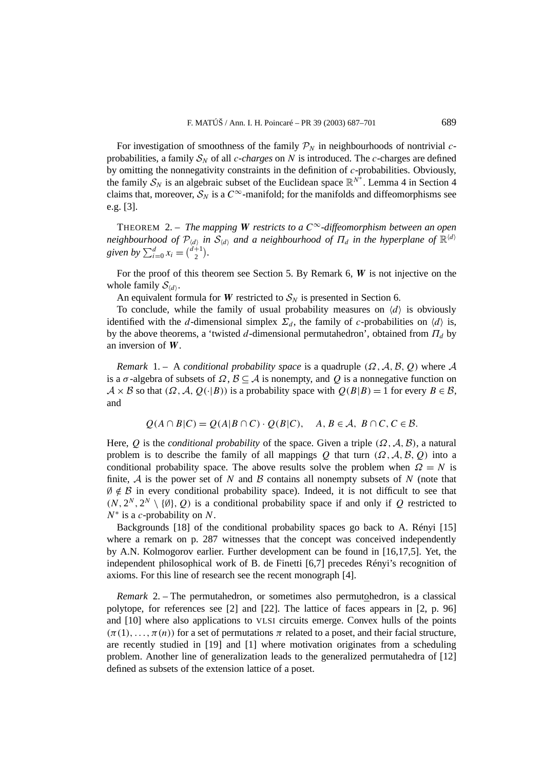For investigation of smoothness of the family $\mathcal{P}_N$ in neighbourhoods of nontrivial $c$-probabilities, a family $\mathcal{S}_N$ of all *c-charges* on $N$ is introduced. The $c$-charges are defined by omitting the nonnegativity constraints in the definition of $c$-probabilities. Obviously, the family $\mathcal{S}_N$ is an algebraic subset of the Euclidean space $\mathbb{R}^{N^*}$. Lemma 4 in Section 4 claims that, moreover, $\mathcal{S}_N$ is a $C^\infty$-manifold; for the manifolds and diffeomorphisms see e.g. [3].

THEOREM 2. – *The mapping $\boldsymbol{W}$ restricts to a $C^\infty$-diffeomorphism between an open neighbourhood of $\mathcal{P}_{\langle d\rangle}$ in $\mathcal{S}_{\langle d\rangle}$ and a neighbourhood of $\Pi_d$ in the hyperplane of $\mathbb{R}^{\langle d\rangle}$ given by $\sum_{i=0}^{d} x_i = \binom{d+1}{2}$.*

For the proof of this theorem see Section 5. By Remark 6, $\boldsymbol{W}$ is not injective on the whole family $\mathcal{S}_{\langle d\rangle}$.

An equivalent formula for $\boldsymbol{W}$ restricted to $\mathcal{S}_N$ is presented in Section 6.

To conclude, while the family of usual probability measures on $\langle d\rangle$ is obviously identified with the $d$-dimensional simplex $\Sigma_d$, the family of $c$-probabilities on $\langle d\rangle$ is, by the above theorems, a 'twisted $d$-dimensional permutahedron', obtained from $\Pi_d$ by an inversion of $\boldsymbol{W}$.

*Remark* 1. – A *conditional probability space* is a quadruple $(\Omega, \mathcal{A}, \mathcal{B}, Q)$ where $\mathcal{A}$ is a $\sigma$-algebra of subsets of $\Omega$, $\mathcal{B} \subseteq \mathcal{A}$ is nonempty, and $Q$ is a nonnegative function on $\mathcal{A} \times \mathcal{B}$ so that $(\Omega, \mathcal{A}, Q(\cdot|B))$ is a probability space with $Q(B|B) = 1$ for every $B \in \mathcal{B}$, and

$$Q(A \cap B|C) = Q(A|B \cap C) \cdot Q(B|C), \quad A, B \in \mathcal{A},\ B \cap C, C \in \mathcal{B}.$$

Here, $Q$ is the *conditional probability* of the space. Given a triple $(\Omega, \mathcal{A}, \mathcal{B})$, a natural problem is to describe the family of all mappings $Q$ that turn $(\Omega, \mathcal{A}, \mathcal{B}, Q)$ into a conditional probability space. The above results solve the problem when $\Omega = N$ is finite, $\mathcal{A}$ is the power set of $N$ and $\mathcal{B}$ contains all nonempty subsets of $N$ (note that $\emptyset \notin \mathcal{B}$ in every conditional probability space). Indeed, it is not difficult to see that $(N, 2^N, 2^N \setminus \{\emptyset\}, Q)$ is a conditional probability space if and only if $Q$ restricted to $N^*$ is a $c$-probability on $N$.

Backgrounds [18] of the conditional probability spaces go back to A. Rényi [15] where a remark on p. 287 witnesses that the concept was conceived independently by A.N. Kolmogorov earlier. Further development can be found in [16,17,5]. Yet, the independent philosophical work of B. de Finetti [6,7] precedes Rényi's recognition of axioms. For this line of research see the recent monograph [4].

*Remark* 2. – The permutahedron, or sometimes also permut<u>o</u>hedron, is a classical polytope, for references see [2] and [22]. The lattice of faces appears in [2, p. 96] and [10] where also applications to VLSI circuits emerge. Convex hulls of the points $(\pi(1), \ldots, \pi(n))$ for a set of permutations $\pi$ related to a poset, and their facial structure, are recently studied in [19] and [1] where motivation originates from a scheduling problem. Another line of generalization leads to the generalized permutahedra of [12] defined as subsets of the extension lattice of a poset.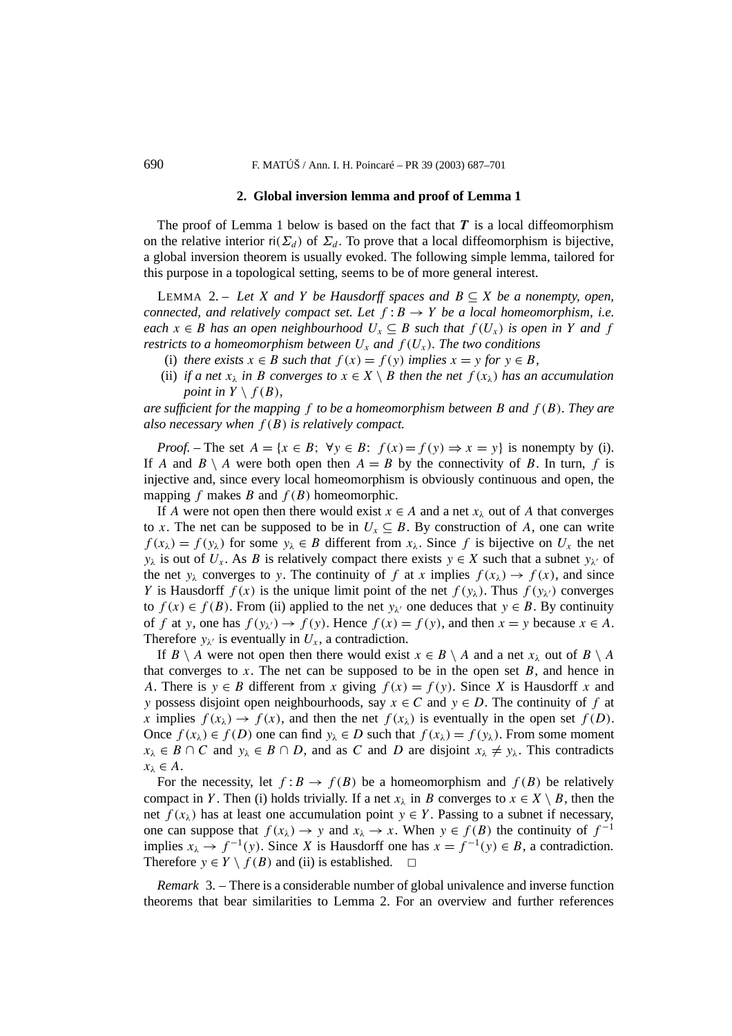## 2. Global inversion lemma and proof of Lemma 1

The proof of Lemma 1 below is based on the fact that $\boldsymbol{T}$ is a local diffeomorphism on the relative interior $\mathrm{ri}(\Sigma_d)$ of $\Sigma_d$. To prove that a local diffeomorphism is bijective, a global inversion theorem is usually evoked. The following simple lemma, tailored for this purpose in a topological setting, seems to be of more general interest.

LEMMA 2. – *Let $X$ and $Y$ be Hausdorff spaces and $B \subseteq X$ be a nonempty, open, connected, and relatively compact set. Let $f : B \to Y$ be a local homeomorphism, i.e. each $x \in B$ has an open neighbourhood $U_x \subseteq B$ such that $f(U_x)$ is open in $Y$ and $f$ restricts to a homeomorphism between $U_x$ and $f(U_x)$. The two conditions*

- (i) *there exists $x \in B$ such that $f(x) = f(y)$ implies $x = y$ for $y \in B$,*
- (ii) *if a net $x_\lambda$ in $B$ converges to $x \in X \setminus B$ then the net $f(x_\lambda)$ has an accumulation point in $Y \setminus f(B)$,*

*are sufficient for the mapping $f$ to be a homeomorphism between $B$ and $f(B)$. They are also necessary when $f(B)$ is relatively compact.*

*Proof.* – The set $A = \{x \in B;\ \forall y \in B\colon\ f(x) = f(y) \Rightarrow x = y\}$ is nonempty by (i). If $A$ and $B \setminus A$ were both open then $A = B$ by the connectivity of $B$. In turn, $f$ is injective and, since every local homeomorphism is obviously continuous and open, the mapping $f$ makes $B$ and $f(B)$ homeomorphic.

If $A$ were not open then there would exist $x \in A$ and a net $x_\lambda$ out of $A$ that converges to $x$. The net can be supposed to be in $U_x \subseteq B$. By construction of $A$, one can write $f(x_\lambda) = f(y_\lambda)$ for some $y_\lambda \in B$ different from $x_\lambda$. Since $f$ is bijective on $U_x$ the net $y_\lambda$ is out of $U_x$. As $B$ is relatively compact there exists $y \in X$ such that a subnet $y_{\lambda'}$ of the net $y_\lambda$ converges to $y$. The continuity of $f$ at $x$ implies $f(x_\lambda) \to f(x)$, and since $Y$ is Hausdorff $f(x)$ is the unique limit point of the net $f(y_\lambda)$. Thus $f(y_{\lambda'})$ converges to $f(x) \in f(B)$. From (ii) applied to the net $y_{\lambda'}$ one deduces that $y \in B$. By continuity of $f$ at $y$, one has $f(y_{\lambda'}) \to f(y)$. Hence $f(x) = f(y)$, and then $x = y$ because $x \in A$. Therefore $y_{\lambda'}$ is eventually in $U_x$, a contradiction.

If $B \setminus A$ were not open then there would exist $x \in B \setminus A$ and a net $x_\lambda$ out of $B \setminus A$ that converges to $x$. The net can be supposed to be in the open set $B$, and hence in $A$. There is $y \in B$ different from $x$ giving $f(x) = f(y)$. Since $X$ is Hausdorff $x$ and $y$ possess disjoint open neighbourhoods, say $x \in C$ and $y \in D$. The continuity of $f$ at $x$ implies $f(x_\lambda) \to f(x)$, and then the net $f(x_\lambda)$ is eventually in the open set $f(D)$. Once $f(x_\lambda) \in f(D)$ one can find $y_\lambda \in D$ such that $f(x_\lambda) = f(y_\lambda)$. From some moment $x_\lambda \in B \cap C$ and $y_\lambda \in B \cap D$, and as $C$ and $D$ are disjoint $x_\lambda \neq y_\lambda$. This contradicts $x_\lambda \in A$.

For the necessity, let $f : B \to f(B)$ be a homeomorphism and $f(B)$ be relatively compact in $Y$. Then (i) holds trivially. If a net $x_\lambda$ in $B$ converges to $x \in X \setminus B$, then the net $f(x_\lambda)$ has at least one accumulation point $y \in Y$. Passing to a subnet if necessary, one can suppose that $f(x_\lambda) \to y$ and $x_\lambda \to x$. When $y \in f(B)$ the continuity of $f^{-1}$ implies $x_\lambda \to f^{-1}(y)$. Since $X$ is Hausdorff one has $x = f^{-1}(y) \in B$, a contradiction. Therefore $y \in Y \setminus f(B)$ and (ii) is established. $\square$

*Remark* 3. – There is a considerable number of global univalence and inverse function theorems that bear similarities to Lemma 2. For an overview and further references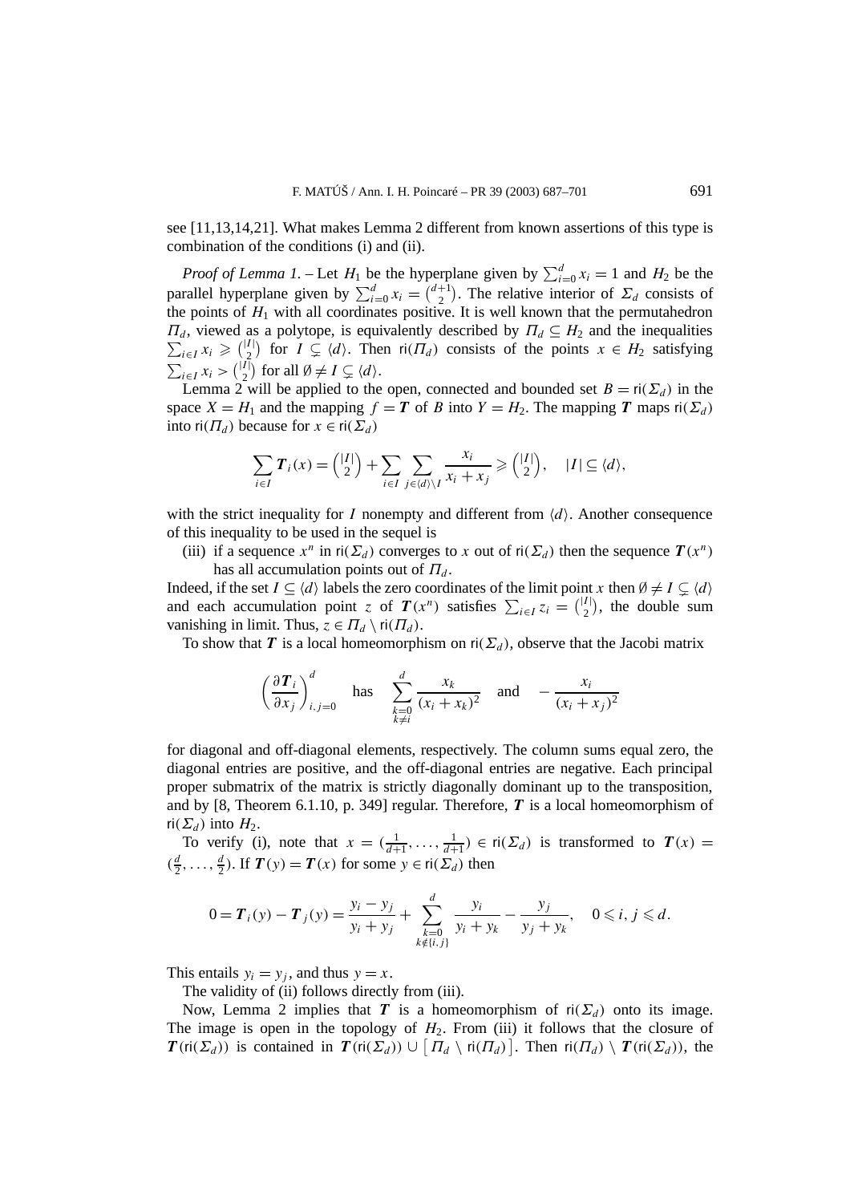see [11,13,14,21]. What makes Lemma 2 different from known assertions of this type is combination of the conditions (i) and (ii).

*Proof of Lemma 1.* – Let $H_1$ be the hyperplane given by $\sum_{i=0}^{d} x_i = 1$ and $H_2$ be the parallel hyperplane given by $\sum_{i=0}^{d} x_i = \binom{d+1}{2}$. The relative interior of $\Sigma_d$ consists of the points of $H_1$ with all coordinates positive. It is well known that the permutahedron $\Pi_d$, viewed as a polytope, is equivalently described by $\Pi_d \subseteq H_2$ and the inequalities $\sum_{i \in I} x_i \geqslant \binom{|I|}{2}$ for $I \subsetneq \langle d \rangle$. Then $\mathsf{ri}(\Pi_d)$ consists of the points $x \in H_2$ satisfying $\sum_{i \in I} x_i > \binom{|I|}{2}$ for all $\emptyset \neq I \subsetneq \langle d \rangle$.

Lemma 2 will be applied to the open, connected and bounded set $B = \mathsf{ri}(\Sigma_d)$ in the space $X = H_1$ and the mapping $f = \boldsymbol{T}$ of $B$ into $Y = H_2$. The mapping $\boldsymbol{T}$ maps $\mathsf{ri}(\Sigma_d)$ into $\mathsf{ri}(\Pi_d)$ because for $x \in \mathsf{ri}(\Sigma_d)$

$$\sum_{i \in I} \boldsymbol{T}_i(x) = \binom{|I|}{2} + \sum_{i \in I} \sum_{j \in \langle d \rangle \setminus I} \frac{x_i}{x_i + x_j} \geqslant \binom{|I|}{2}, \quad |I| \subseteq \langle d \rangle,$$

with the strict inequality for $I$ nonempty and different from $\langle d \rangle$. Another consequence of this inequality to be used in the sequel is

(iii) if a sequence $x^n$ in $\mathsf{ri}(\Sigma_d)$ converges to $x$ out of $\mathsf{ri}(\Sigma_d)$ then the sequence $\boldsymbol{T}(x^n)$ has all accumulation points out of $\Pi_d$.

Indeed, if the set $I \subseteq \langle d \rangle$ labels the zero coordinates of the limit point $x$ then $\emptyset \neq I \subsetneq \langle d \rangle$ and each accumulation point $z$ of $\boldsymbol{T}(x^n)$ satisfies $\sum_{i \in I} z_i = \binom{|I|}{2}$, the double sum vanishing in limit. Thus, $z \in \Pi_d \setminus \mathsf{ri}(\Pi_d)$.

To show that $\boldsymbol{T}$ is a local homeomorphism on $\mathsf{ri}(\Sigma_d)$, observe that the Jacobi matrix

$$\left( \frac{\partial \boldsymbol{T}_i}{\partial x_j} \right)_{i,j=0}^{d} \quad \text{has} \quad \sum_{\substack{k=0 \\ k \neq i}}^{d} \frac{x_k}{(x_i + x_k)^2} \quad \text{and} \quad - \frac{x_i}{(x_i + x_j)^2}$$

for diagonal and off-diagonal elements, respectively. The column sums equal zero, the diagonal entries are positive, and the off-diagonal entries are negative. Each principal proper submatrix of the matrix is strictly diagonally dominant up to the transposition, and by [8, Theorem 6.1.10, p. 349] regular. Therefore, $\boldsymbol{T}$ is a local homeomorphism of $\mathsf{ri}(\Sigma_d)$ into $H_2$.

To verify (i), note that $x = (\frac{1}{d+1}, \ldots, \frac{1}{d+1}) \in \mathsf{ri}(\Sigma_d)$ is transformed to $\boldsymbol{T}(x) = (\frac{d}{2}, \ldots, \frac{d}{2})$. If $\boldsymbol{T}(y) = \boldsymbol{T}(x)$ for some $y \in \mathsf{ri}(\Sigma_d)$ then

$$0 = \boldsymbol{T}_i(y) - \boldsymbol{T}_j(y) = \frac{y_i - y_j}{y_i + y_j} + \sum_{\substack{k=0 \\ k \notin \{i,j\}}}^{d} \frac{y_i}{y_i + y_k} - \frac{y_j}{y_j + y_k}, \quad 0 \leqslant i, j \leqslant d.$$

This entails $y_i = y_j$, and thus $y = x$.

The validity of (ii) follows directly from (iii).

Now, Lemma 2 implies that $\boldsymbol{T}$ is a homeomorphism of $\mathsf{ri}(\Sigma_d)$ onto its image. The image is open in the topology of $H_2$. From (iii) it follows that the closure of $\boldsymbol{T}(\mathsf{ri}(\Sigma_d))$ is contained in $\boldsymbol{T}(\mathsf{ri}(\Sigma_d)) \cup [\Pi_d \setminus \mathsf{ri}(\Pi_d)]$. Then $\mathsf{ri}(\Pi_d) \setminus \boldsymbol{T}(\mathsf{ri}(\Sigma_d))$, the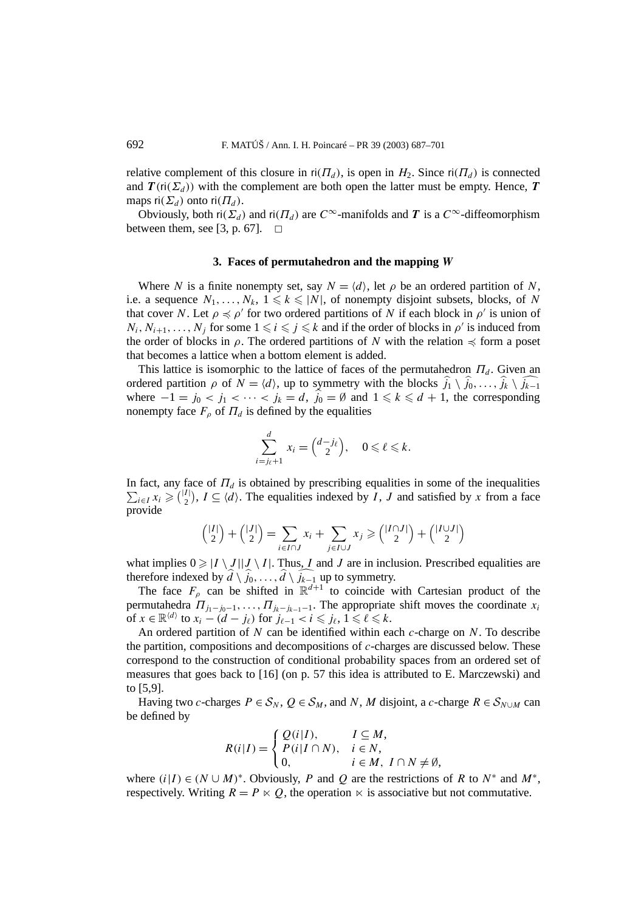relative complement of this closure in $\mathsf{ri}(\Pi_d)$, is open in $H_2$. Since $\mathsf{ri}(\Pi_d)$ is connected and $\boldsymbol{T}(\mathsf{ri}(\Sigma_d))$ with the complement are both open the latter must be empty. Hence, $\boldsymbol{T}$ maps $\mathsf{ri}(\Sigma_d)$ onto $\mathsf{ri}(\Pi_d)$.

Obviously, both $\mathsf{ri}(\Sigma_d)$ and $\mathsf{ri}(\Pi_d)$ are $C^\infty$-manifolds and $\boldsymbol{T}$ is a $C^\infty$-diffeomorphism between them, see [3, p. 67]. $\square$

### 3. Faces of permutahedron and the mapping $W$

Where $N$ is a finite nonempty set, say $N = \langle d\rangle$, let $\rho$ be an ordered partition of $N$, i.e. a sequence $N_1, \ldots, N_k$, $1 \leqslant k \leqslant |N|$, of nonempty disjoint subsets, blocks, of $N$ that cover $N$. Let $\rho \preccurlyeq \rho'$ for two ordered partitions of $N$ if each block in $\rho'$ is union of $N_i, N_{i+1}, \ldots, N_j$ for some $1 \leqslant i \leqslant j \leqslant k$ and if the order of blocks in $\rho'$ is induced from the order of blocks in $\rho$. The ordered partitions of $N$ with the relation $\preccurlyeq$ form a poset that becomes a lattice when a bottom element is added.

This lattice is isomorphic to the lattice of faces of the permutahedron $\Pi_d$. Given an ordered partition $\rho$ of $N = \langle d\rangle$, up to symmetry with the blocks $\widehat{j_1} \setminus \widehat{j_0}, \ldots, \widehat{j_k} \setminus \widehat{j_{k-1}}$ where $-1 = j_0 < j_1 < \cdots < j_k = d$, $\widehat{j_0} = \emptyset$ and $1 \leqslant k \leqslant d+1$, the corresponding nonempty face $F_\rho$ of $\Pi_d$ is defined by the equalities

$$\sum_{i=j_\ell+1}^{d} x_i = \binom{d-j_\ell}{2}, \quad 0 \leqslant \ell \leqslant k.$$

In fact, any face of $\Pi_d$ is obtained by prescribing equalities in some of the inequalities $\sum_{i\in I} x_i \geqslant \binom{|I|}{2}$, $I \subseteq \langle d\rangle$. The equalities indexed by $I$, $J$ and satisfied by $x$ from a face provide

$$\binom{|I|}{2} + \binom{|J|}{2} = \sum_{i\in I\cap J} x_i + \sum_{j\in I\cup J} x_j \geqslant \binom{|I\cap J|}{2} + \binom{|I\cup J|}{2}$$

what implies $0 \geqslant |I\setminus J||J\setminus I|$. Thus, $I$ and $J$ are in inclusion. Prescribed equalities are therefore indexed by $\widehat{d}\setminus\widehat{j_0}, \ldots, \widehat{d}\setminus\widehat{j_{k-1}}$ up to symmetry.

The face $F_\rho$ can be shifted in $\mathbb{R}^{d+1}$ to coincide with Cartesian product of the permutahedra $\Pi_{j_1-j_0-1}, \ldots, \Pi_{j_k-j_{k-1}-1}$. The appropriate shift moves the coordinate $x_i$ of $x \in \mathbb{R}^{\langle d\rangle}$ to $x_i - (d - j_\ell)$ for $j_{\ell-1} < i \leqslant j_\ell$, $1 \leqslant \ell \leqslant k$.

An ordered partition of $N$ can be identified within each $c$-charge on $N$. To describe the partition, compositions and decompositions of $c$-charges are discussed below. These correspond to the construction of conditional probability spaces from an ordered set of measures that goes back to [16] (on p. 57 this idea is attributed to E. Marczewski) and to [5,9].

Having two $c$-charges $P \in \mathcal{S}_N$, $Q \in \mathcal{S}_M$, and $N$, $M$ disjoint, a $c$-charge $R \in \mathcal{S}_{N\cup M}$ can be defined by

$$R(i|I) = \begin{cases} Q(i|I), & I \subseteq M, \\ P(i|I\cap N), & i \in N, \\ 0, & i \in M,\ I\cap N \neq \emptyset, \end{cases}$$

where $(i|I) \in (N\cup M)^*$. Obviously, $P$ and $Q$ are the restrictions of $R$ to $N^*$ and $M^*$, respectively. Writing $R = P \ltimes Q$, the operation $\ltimes$ is associative but not commutative.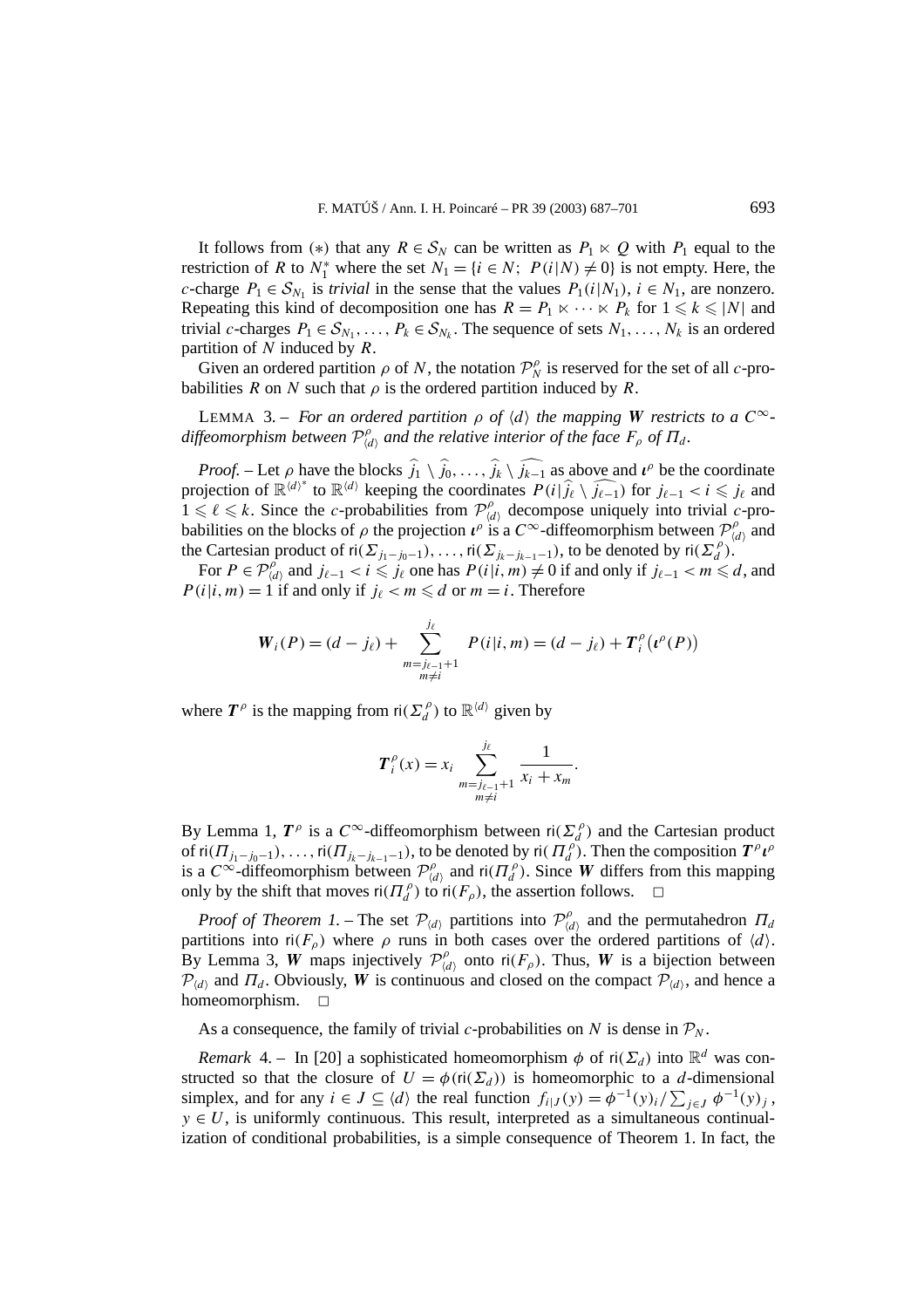It follows from (∗) that any $R \in \mathcal{S}_N$ can be written as $P_1 \ltimes Q$ with $P_1$ equal to the restriction of $R$ to $N_1^*$ where the set $N_1 = \{i \in N;\ P(i|N) \neq 0\}$ is not empty. Here, the $c$-charge $P_1 \in \mathcal{S}_{N_1}$ is *trivial* in the sense that the values $P_1(i|N_1)$, $i \in N_1$, are nonzero. Repeating this kind of decomposition one has $R = P_1 \ltimes \cdots \ltimes P_k$ for $1 \leqslant k \leqslant |N|$ and trivial $c$-charges $P_1 \in \mathcal{S}_{N_1}, \ldots, P_k \in \mathcal{S}_{N_k}$. The sequence of sets $N_1, \ldots, N_k$ is an ordered partition of $N$ induced by $R$.

Given an ordered partition $\rho$ of $N$, the notation $\mathcal{P}_N^\rho$ is reserved for the set of all $c$-probabilities $R$ on $N$ such that $\rho$ is the ordered partition induced by $R$.

LEMMA 3. – *For an ordered partition $\rho$ of $\langle d \rangle$ the mapping $\boldsymbol{W}$ restricts to a $C^\infty$-diffeomorphism between $\mathcal{P}_{\langle d \rangle}^\rho$ and the relative interior of the face $F_\rho$ of $\Pi_d$.*

*Proof.* – Let $\rho$ have the blocks $\widehat{j_1} \setminus \widehat{j_0}, \ldots, \widehat{j_k} \setminus \widehat{j_{k-1}}$ as above and $\boldsymbol{\iota}^\rho$ be the coordinate projection of $\mathbb{R}^{\langle d \rangle^*}$ to $\mathbb{R}^{\langle d \rangle}$ keeping the coordinates $P(i|\widehat{j_\ell} \setminus \widehat{j_{\ell-1}})$ for $j_{\ell-1} < i \leqslant j_\ell$ and $1 \leqslant \ell \leqslant k$. Since the $c$-probabilities from $\mathcal{P}_{\langle d \rangle}^\rho$ decompose uniquely into trivial $c$-probabilities on the blocks of $\rho$ the projection $\boldsymbol{\iota}^\rho$ is a $C^\infty$-diffeomorphism between $\mathcal{P}_{\langle d \rangle}^\rho$ and the Cartesian product of $\mathrm{ri}(\Sigma_{j_1-j_0-1}), \ldots, \mathrm{ri}(\Sigma_{j_k-j_{k-1}-1})$, to be denoted by $\mathrm{ri}(\Sigma_d^\rho)$.

For $P \in \mathcal{P}_{\langle d \rangle}^\rho$ and $j_{\ell-1} < i \leqslant j_\ell$ one has $P(i|i,m) \neq 0$ if and only if $j_{\ell-1} < m \leqslant d$, and $P(i|i,m) = 1$ if and only if $j_\ell < m \leqslant d$ or $m = i$. Therefore

$$
\boldsymbol{W}_i(P) = (d - j_\ell) + \sum_{\substack{m=j_{\ell-1}+1 \\ m \neq i}}^{j_\ell} P(i|i,m) = (d - j_\ell) + \boldsymbol{T}_i^\rho\big(\boldsymbol{\iota}^\rho(P)\big)
$$

where $\boldsymbol{T}^\rho$ is the mapping from $\mathrm{ri}(\Sigma_d^\rho)$ to $\mathbb{R}^{\langle d \rangle}$ given by

$$
\boldsymbol{T}_i^\rho(x) = x_i \sum_{\substack{m=j_{\ell-1}+1 \\ m \neq i}}^{j_\ell} \frac{1}{x_i + x_m}.
$$

By Lemma 1, $\boldsymbol{T}^\rho$ is a $C^\infty$-diffeomorphism between $\mathrm{ri}(\Sigma_d^\rho)$ and the Cartesian product of $\mathrm{ri}(\Pi_{j_1-j_0-1}), \ldots, \mathrm{ri}(\Pi_{j_k-j_{k-1}-1})$, to be denoted by $\mathrm{ri}(\Pi_d^\rho)$. Then the composition $\boldsymbol{T}^\rho \boldsymbol{\iota}^\rho$ is a $C^\infty$-diffeomorphism between $\mathcal{P}_{\langle d \rangle}^\rho$ and $\mathrm{ri}(\Pi_d^\rho)$. Since $\boldsymbol{W}$ differs from this mapping only by the shift that moves $\mathrm{ri}(\Pi_d^\rho)$ to $\mathrm{ri}(F_\rho)$, the assertion follows. □

*Proof of Theorem 1.* – The set $\mathcal{P}_{\langle d \rangle}$ partitions into $\mathcal{P}_{\langle d \rangle}^\rho$ and the permutahedron $\Pi_d$ partitions into $\mathrm{ri}(F_\rho)$ where $\rho$ runs in both cases over the ordered partitions of $\langle d \rangle$. By Lemma 3, $\boldsymbol{W}$ maps injectively $\mathcal{P}_{\langle d \rangle}^\rho$ onto $\mathrm{ri}(F_\rho)$. Thus, $\boldsymbol{W}$ is a bijection between $\mathcal{P}_{\langle d \rangle}$ and $\Pi_d$. Obviously, $\boldsymbol{W}$ is continuous and closed on the compact $\mathcal{P}_{\langle d \rangle}$, and hence a homeomorphism. □

As a consequence, the family of trivial $c$-probabilities on $N$ is dense in $\mathcal{P}_N$.

*Remark* 4. – In [20] a sophisticated homeomorphism $\phi$ of $\mathrm{ri}(\Sigma_d)$ into $\mathbb{R}^d$ was constructed so that the closure of $U = \phi(\mathrm{ri}(\Sigma_d))$ is homeomorphic to a $d$-dimensional simplex, and for any $i \in J \subseteq \langle d \rangle$ the real function $f_{i|J}(y) = \phi^{-1}(y)_i / \sum_{j \in J} \phi^{-1}(y)_j$, $y \in U$, is uniformly continuous. This result, interpreted as a simultaneous continualization of conditional probabilities, is a simple consequence of Theorem 1. In fact, the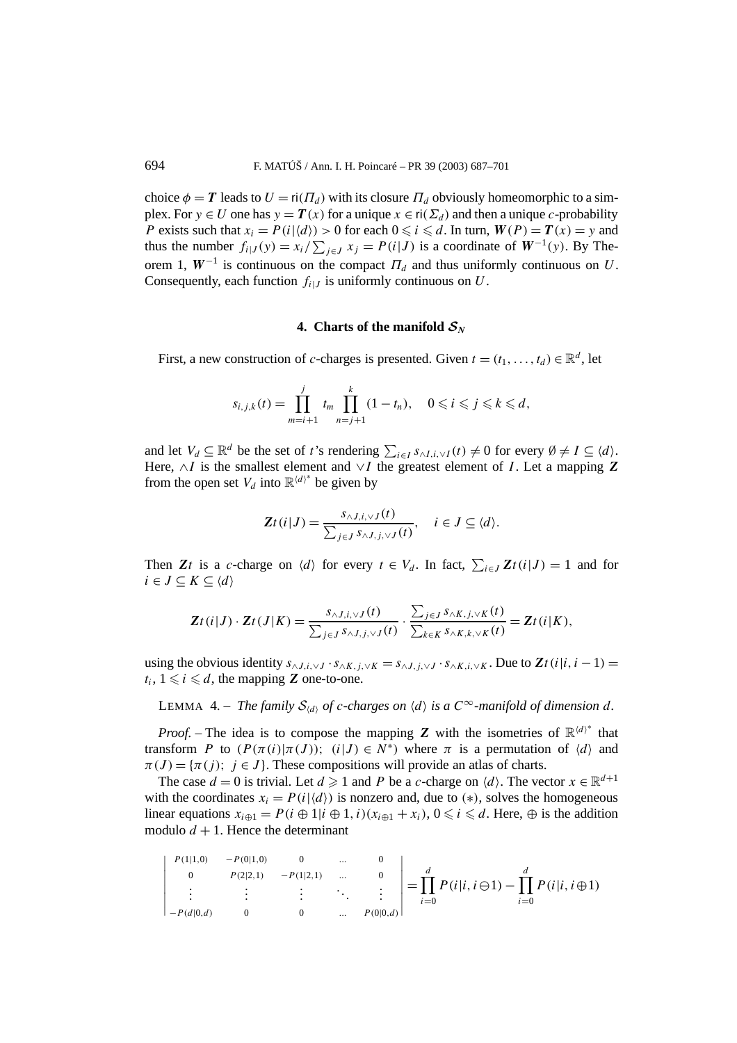choice $\phi = \boldsymbol{T}$ leads to $U = \mathrm{ri}(\Pi_d)$ with its closure $\Pi_d$ obviously homeomorphic to a simplex. For $y \in U$ one has $y = \boldsymbol{T}(x)$ for a unique $x \in \mathrm{ri}(\Sigma_d)$ and then a unique $c$-probability $P$ exists such that $x_i = P(i|\langle d\rangle) > 0$ for each $0 \leqslant i \leqslant d$. In turn, $\boldsymbol{W}(P) = \boldsymbol{T}(x) = y$ and thus the number $f_{i|J}(y) = x_i / \sum_{j \in J} x_j = P(i|J)$ is a coordinate of $\boldsymbol{W}^{-1}(y)$. By Theorem 1, $\boldsymbol{W}^{-1}$ is continuous on the compact $\Pi_d$ and thus uniformly continuous on $U$. Consequently, each function $f_{i|J}$ is uniformly continuous on $U$.

## 4. Charts of the manifold $\mathcal{S}_N$

First, a new construction of $c$-charges is presented. Given $t = (t_1, \ldots, t_d) \in \mathbb{R}^d$, let

$$s_{i,j,k}(t) = \prod_{m=i+1}^{j} t_m \prod_{n=j+1}^{k} (1 - t_n), \quad 0 \leqslant i \leqslant j \leqslant k \leqslant d,$$

and let $V_d \subseteq \mathbb{R}^d$ be the set of $t$'s rendering $\sum_{i \in I} s_{\wedge I, i, \vee I}(t) \neq 0$ for every $\emptyset \neq I \subseteq \langle d\rangle$. Here, $\wedge I$ is the smallest element and $\vee I$ the greatest element of $I$. Let a mapping $\boldsymbol{Z}$ from the open set $V_d$ into $\mathbb{R}^{\langle d\rangle^*}$ be given by

$$\boldsymbol{Z}t(i|J) = \frac{s_{\wedge J, i, \vee J}(t)}{\sum_{j \in J} s_{\wedge J, j, \vee J}(t)}, \quad i \in J \subseteq \langle d\rangle.$$

Then $\boldsymbol{Z}t$ is a $c$-charge on $\langle d\rangle$ for every $t \in V_d$. In fact, $\sum_{i \in J} \boldsymbol{Z}t(i|J) = 1$ and for $i \in J \subseteq K \subseteq \langle d\rangle$

$$\boldsymbol{Z}t(i|J) \cdot \boldsymbol{Z}t(J|K) = \frac{s_{\wedge J, i, \vee J}(t)}{\sum_{j \in J} s_{\wedge J, j, \vee J}(t)} \cdot \frac{\sum_{j \in J} s_{\wedge K, j, \vee K}(t)}{\sum_{k \in K} s_{\wedge K, k, \vee K}(t)} = \boldsymbol{Z}t(i|K),$$

using the obvious identity $s_{\wedge J, i, \vee J} \cdot s_{\wedge K, j, \vee K} = s_{\wedge J, j, \vee J} \cdot s_{\wedge K, i, \vee K}$. Due to $\boldsymbol{Z}t(i|i, i-1) = t_i$, $1 \leqslant i \leqslant d$, the mapping $\boldsymbol{Z}$ one-to-one.

LEMMA 4. – *The family $\mathcal{S}_{\langle d\rangle}$ of $c$-charges on $\langle d\rangle$ is a $C^\infty$-manifold of dimension $d$.*

*Proof.* – The idea is to compose the mapping $\boldsymbol{Z}$ with the isometries of $\mathbb{R}^{\langle d\rangle^*}$ that transform $P$ to $(P(\pi(i)|\pi(J));\ (i|J) \in N^*)$ where $\pi$ is a permutation of $\langle d\rangle$ and $\pi(J) = \{\pi(j);\ j \in J\}$. These compositions will provide an atlas of charts.

The case $d = 0$ is trivial. Let $d \geqslant 1$ and $P$ be a $c$-charge on $\langle d\rangle$. The vector $x \in \mathbb{R}^{d+1}$ with the coordinates $x_i = P(i|\langle d\rangle)$ is nonzero and, due to $(*)$, solves the homogeneous linear equations $x_{i\oplus 1} = P(i \oplus 1|i \oplus 1, i)(x_{i\oplus 1} + x_i)$, $0 \leqslant i \leqslant d$. Here, $\oplus$ is the addition modulo $d+1$. Hence the determinant

$$\begin{vmatrix} P(1|1,0) & -P(0|1,0) & 0 & \ldots & 0 \\ 0 & P(2|2,1) & -P(1|2,1) & \ldots & 0 \\ \vdots & \vdots & \vdots & \ddots & \vdots \\ -P(d|0,d) & 0 & 0 & \ldots & P(0|0,d) \end{vmatrix} = \prod_{i=0}^{d} P(i|i, i\ominus 1) - \prod_{i=0}^{d} P(i|i, i\oplus 1)$$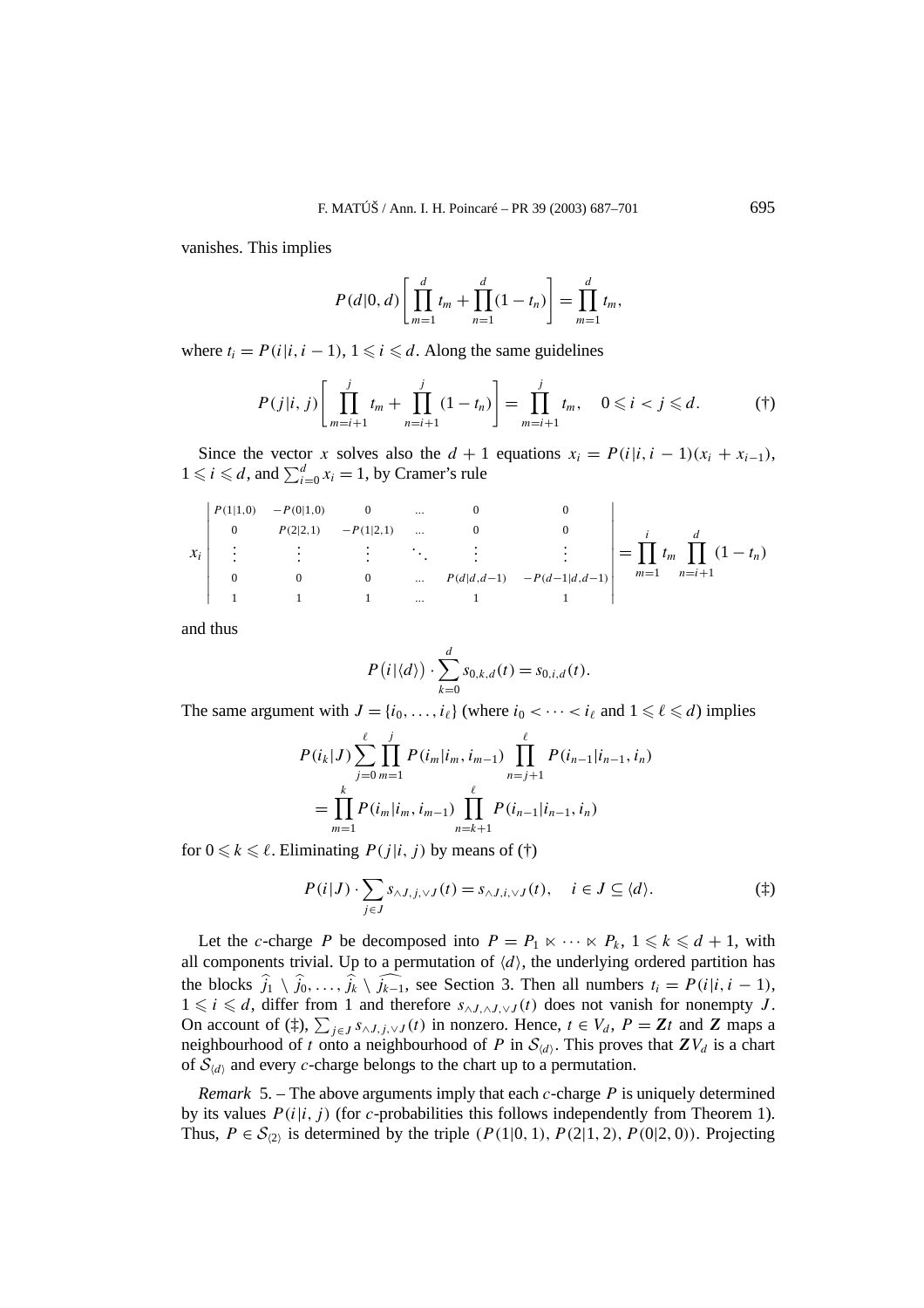vanishes. This implies

$$P(d|0,d)\left[\prod_{m=1}^{d} t_m + \prod_{n=1}^{d}(1-t_n)\right] = \prod_{m=1}^{d} t_m,$$

where $t_i = P(i|i, i-1)$, $1 \leqslant i \leqslant d$. Along the same guidelines

$$P(j|i,j)\left[\prod_{m=i+1}^{j} t_m + \prod_{n=i+1}^{j}(1-t_n)\right] = \prod_{m=i+1}^{j} t_m, \quad 0 \leqslant i < j \leqslant d. \tag{†}$$

Since the vector $x$ solves also the $d+1$ equations $x_i = P(i|i, i-1)(x_i + x_{i-1})$, $1 \leqslant i \leqslant d$, and $\sum_{i=0}^{d} x_i = 1$, by Cramer's rule

$$x_i \begin{vmatrix} P(1|1,0) & -P(0|1,0) & 0 & \ldots & 0 & 0 \\ 0 & P(2|2,1) & -P(1|2,1) & \ldots & 0 & 0 \\ \vdots & \vdots & \vdots & \ddots & \vdots & \vdots \\ 0 & 0 & 0 & \ldots & P(d|d,d-1) & -P(d-1|d,d-1) \\ 1 & 1 & 1 & \ldots & 1 & 1 \end{vmatrix} = \prod_{m=1}^{i} t_m \prod_{n=i+1}^{d}(1-t_n)$$

and thus

$$P\big(i|\langle d\rangle\big) \cdot \sum_{k=0}^{d} s_{0,k,d}(t) = s_{0,i,d}(t).$$

The same argument with $J = \{i_0, \ldots, i_\ell\}$ (where $i_0 < \cdots < i_\ell$ and $1 \leqslant \ell \leqslant d$) implies

$$\begin{aligned} &P(i_k|J)\sum_{j=0}^{\ell}\prod_{m=1}^{j} P(i_m|i_m, i_{m-1}) \prod_{n=j+1}^{\ell} P(i_{n-1}|i_{n-1}, i_n) \\ &\quad = \prod_{m=1}^{k} P(i_m|i_m, i_{m-1}) \prod_{n=k+1}^{\ell} P(i_{n-1}|i_{n-1}, i_n) \end{aligned}$$

for $0 \leqslant k \leqslant \ell$. Eliminating $P(j|i,j)$ by means of (†)

$$P(i|J) \cdot \sum_{j \in J} s_{\wedge J, j, \vee J}(t) = s_{\wedge J, i, \vee J}(t), \quad i \in J \subseteq \langle d\rangle. \tag{‡}$$

Let the $c$-charge $P$ be decomposed into $P = P_1 \ltimes \cdots \ltimes P_k$, $1 \leqslant k \leqslant d+1$, with all components trivial. Up to a permutation of $\langle d\rangle$, the underlying ordered partition has the blocks $\widehat{j}_1 \setminus \widehat{j}_0, \ldots, \widehat{j}_k \setminus \widehat{j_{k-1}}$, see Section 3. Then all numbers $t_i = P(i|i, i-1)$, $1 \leqslant i \leqslant d$, differ from 1 and therefore $s_{\wedge J, \wedge J, \vee J}(t)$ does not vanish for nonempty $J$. On account of (‡), $\sum_{j \in J} s_{\wedge J, j, \vee J}(t)$ in nonzero. Hence, $t \in V_d$, $P = \boldsymbol{Z}t$ and $\boldsymbol{Z}$ maps a neighbourhood of $t$ onto a neighbourhood of $P$ in $\mathcal{S}_{\langle d\rangle}$. This proves that $\boldsymbol{Z}V_d$ is a chart of $\mathcal{S}_{\langle d\rangle}$ and every $c$-charge belongs to the chart up to a permutation.

*Remark* 5. – The above arguments imply that each $c$-charge $P$ is uniquely determined by its values $P(i|i,j)$ (for $c$-probabilities this follows independently from Theorem 1). Thus, $P \in \mathcal{S}_{\langle 2\rangle}$ is determined by the triple $(P(1|0,1), P(2|1,2), P(0|2,0))$. Projecting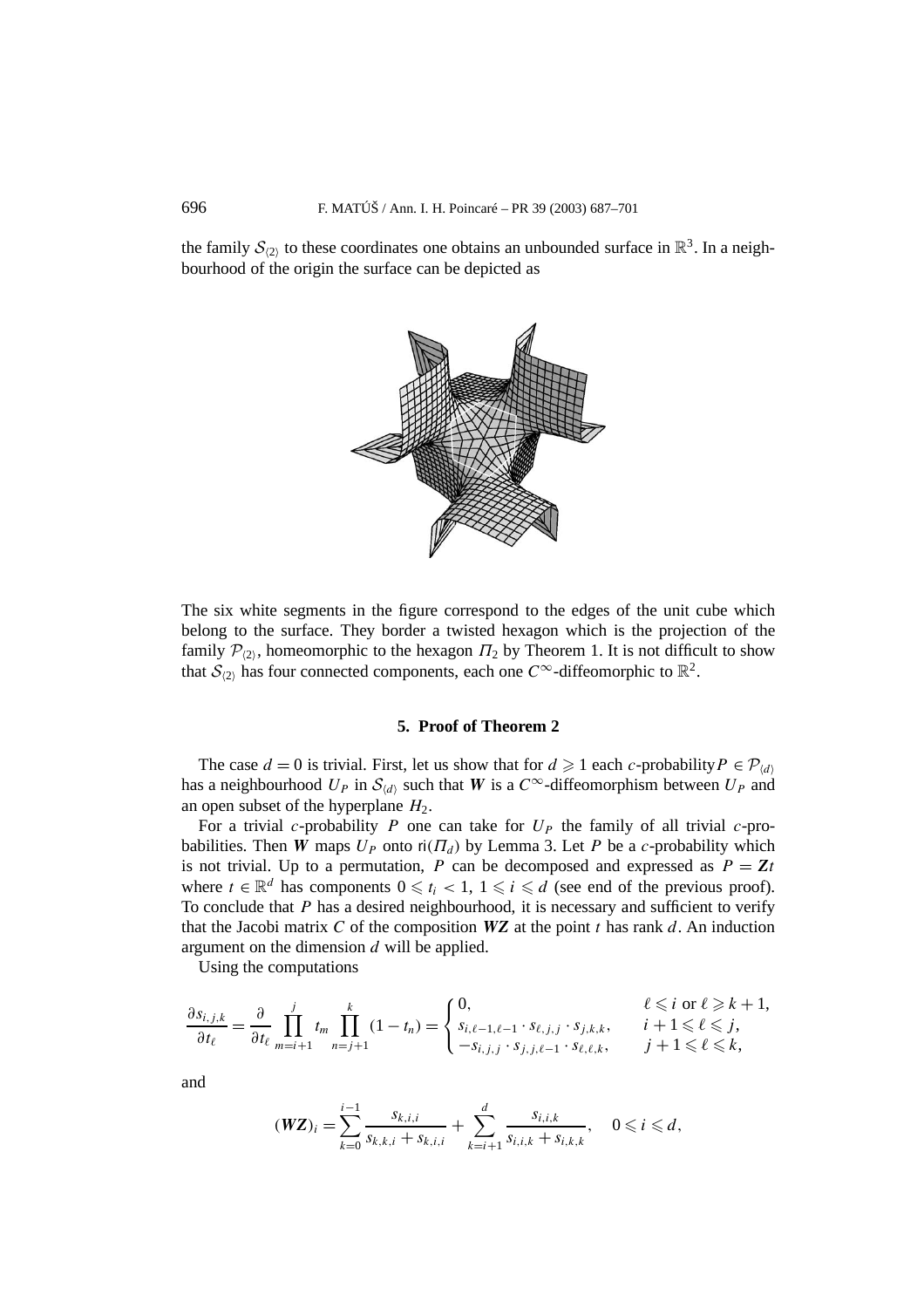the family $\mathcal{S}_{\langle 2\rangle}$ to these coordinates one obtains an unbounded surface in $\mathbb{R}^3$. In a neighbourhood of the origin the surface can be depicted as

The six white segments in the figure correspond to the edges of the unit cube which belong to the surface. They border a twisted hexagon which is the projection of the family $\mathcal{P}_{\langle 2\rangle}$, homeomorphic to the hexagon $\Pi_2$ by Theorem 1. It is not difficult to show that $\mathcal{S}_{\langle 2\rangle}$ has four connected components, each one $C^\infty$-diffeomorphic to $\mathbb{R}^2$.

## 5. Proof of Theorem 2

The case $d = 0$ is trivial. First, let us show that for $d \geqslant 1$ each $c$-probability $P \in \mathcal{P}_{\langle d\rangle}$ has a neighbourhood $U_P$ in $\mathcal{S}_{\langle d\rangle}$ such that $\boldsymbol{W}$ is a $C^\infty$-diffeomorphism between $U_P$ and an open subset of the hyperplane $H_2$.

For a trivial $c$-probability $P$ one can take for $U_P$ the family of all trivial $c$-probabilities. Then $\boldsymbol{W}$ maps $U_P$ onto $\mathsf{ri}(\Pi_d)$ by Lemma 3. Let $P$ be a $c$-probability which is not trivial. Up to a permutation, $P$ can be decomposed and expressed as $P = \boldsymbol{Z}t$ where $t \in \mathbb{R}^d$ has components $0 \leqslant t_i < 1$, $1 \leqslant i \leqslant d$ (see end of the previous proof). To conclude that $P$ has a desired neighbourhood, it is necessary and sufficient to verify that the Jacobi matrix $C$ of the composition $\boldsymbol{WZ}$ at the point $t$ has rank $d$. An induction argument on the dimension $d$ will be applied.

Using the computations

$$\frac{\partial s_{i,j,k}}{\partial t_\ell} = \frac{\partial}{\partial t_\ell} \prod_{m=i+1}^{j} t_m \prod_{n=j+1}^{k} (1-t_n) = \begin{cases} 0, & \ell \leqslant i \text{ or } \ell \geqslant k+1, \\ s_{i,\ell-1,\ell-1} \cdot s_{\ell,j,j} \cdot s_{j,k,k}, & i+1 \leqslant \ell \leqslant j, \\ -s_{i,j,j} \cdot s_{j,j,\ell-1} \cdot s_{\ell,\ell,k}, & j+1 \leqslant \ell \leqslant k, \end{cases}$$

and

$$(\boldsymbol{WZ})_i = \sum_{k=0}^{i-1} \frac{s_{k,i,i}}{s_{k,k,i} + s_{k,i,i}} + \sum_{k=i+1}^{d} \frac{s_{i,i,k}}{s_{i,i,k} + s_{i,k,k}}, \quad 0 \leqslant i \leqslant d,$$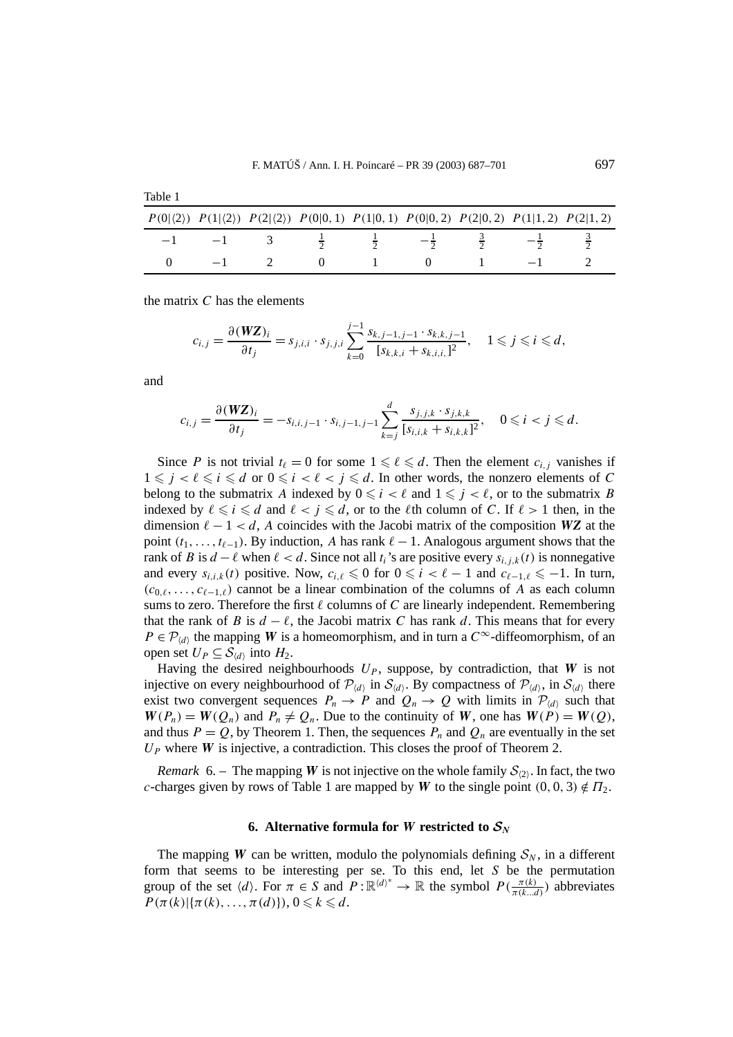Table 1

| $P(0\|\langle 2\rangle)$ | $P(1\|\langle 2\rangle)$ | $P(2\|\langle 2\rangle)$ | $P(0\|0,1)$ | $P(1\|0,1)$ | $P(0\|0,2)$ | $P(2\|0,2)$ | $P(1\|1,2)$ | $P(2\|1,2)$ |
|---|---|---|---|---|---|---|---|---|
| $-1$ | $-1$ | $3$ | $\frac{1}{2}$ | $\frac{1}{2}$ | $-\frac{1}{2}$ | $\frac{3}{2}$ | $-\frac{1}{2}$ | $\frac{3}{2}$ |
| $0$ | $-1$ | $2$ | $0$ | $1$ | $0$ | $1$ | $-1$ | $2$ |

the matrix $C$ has the elements

$$c_{i,j} = \frac{\partial(\boldsymbol{WZ})_i}{\partial t_j} = s_{j,i,i} \cdot s_{j,j,i} \sum_{k=0}^{j-1} \frac{s_{k,j-1,j-1} \cdot s_{k,k,j-1}}{[s_{k,k,i} + s_{k,i,i,}]^2}, \quad 1 \leqslant j \leqslant i \leqslant d,$$

and

$$c_{i,j} = \frac{\partial(\boldsymbol{WZ})_i}{\partial t_j} = -s_{i,i,j-1} \cdot s_{i,j-1,j-1} \sum_{k=j}^{d} \frac{s_{j,j,k} \cdot s_{j,k,k}}{[s_{i,i,k} + s_{i,k,k}]^2}, \quad 0 \leqslant i < j \leqslant d.$$

Since $P$ is not trivial $t_\ell = 0$ for some $1 \leqslant \ell \leqslant d$. Then the element $c_{i,j}$ vanishes if $1 \leqslant j < \ell \leqslant i \leqslant d$ or $0 \leqslant i < \ell < j \leqslant d$. In other words, the nonzero elements of $C$ belong to the submatrix $A$ indexed by $0 \leqslant i < \ell$ and $1 \leqslant j < \ell$, or to the submatrix $B$ indexed by $\ell \leqslant i \leqslant d$ and $\ell < j \leqslant d$, or to the $\ell$th column of $C$. If $\ell > 1$ then, in the dimension $\ell - 1 < d$, $A$ coincides with the Jacobi matrix of the composition $\boldsymbol{WZ}$ at the point $(t_1, \ldots, t_{\ell-1})$. By induction, $A$ has rank $\ell - 1$. Analogous argument shows that the rank of $B$ is $d - \ell$ when $\ell < d$. Since not all $t_i$'s are positive every $s_{i,j,k}(t)$ is nonnegative and every $s_{i,i,k}(t)$ positive. Now, $c_{i,\ell} \leqslant 0$ for $0 \leqslant i < \ell - 1$ and $c_{\ell-1,\ell} \leqslant -1$. In turn, $(c_{0,\ell}, \ldots, c_{\ell-1,\ell})$ cannot be a linear combination of the columns of $A$ as each column sums to zero. Therefore the first $\ell$ columns of $C$ are linearly independent. Remembering that the rank of $B$ is $d - \ell$, the Jacobi matrix $C$ has rank $d$. This means that for every $P \in \mathcal{P}_{\langle d\rangle}$ the mapping $\boldsymbol{W}$ is a homeomorphism, and in turn a $C^\infty$-diffeomorphism, of an open set $U_P \subseteq \mathcal{S}_{\langle d\rangle}$ into $H_2$.

Having the desired neighbourhoods $U_P$, suppose, by contradiction, that $\boldsymbol{W}$ is not injective on every neighbourhood of $\mathcal{P}_{\langle d\rangle}$ in $\mathcal{S}_{\langle d\rangle}$. By compactness of $\mathcal{P}_{\langle d\rangle}$, in $\mathcal{S}_{\langle d\rangle}$ there exist two convergent sequences $P_n \to P$ and $Q_n \to Q$ with limits in $\mathcal{P}_{\langle d\rangle}$ such that $\boldsymbol{W}(P_n) = \boldsymbol{W}(Q_n)$ and $P_n \neq Q_n$. Due to the continuity of $\boldsymbol{W}$, one has $\boldsymbol{W}(P) = \boldsymbol{W}(Q)$, and thus $P = Q$, by Theorem 1. Then, the sequences $P_n$ and $Q_n$ are eventually in the set $U_P$ where $\boldsymbol{W}$ is injective, a contradiction. This closes the proof of Theorem 2.

*Remark* 6. – The mapping $\boldsymbol{W}$ is not injective on the whole family $\mathcal{S}_{\langle 2\rangle}$. In fact, the two $c$-charges given by rows of Table 1 are mapped by $\boldsymbol{W}$ to the single point $(0, 0, 3) \notin \Pi_2$.

### 6. Alternative formula for $W$ restricted to $\mathcal{S}_N$

The mapping $\boldsymbol{W}$ can be written, modulo the polynomials defining $\mathcal{S}_N$, in a different form that seems to be interesting per se. To this end, let $S$ be the permutation group of the set $\langle d\rangle$. For $\pi \in S$ and $P : \mathbb{R}^{\langle d\rangle^*} \to \mathbb{R}$ the symbol $P(\frac{\pi(k)}{\pi(k\ldots d)})$ abbreviates $P(\pi(k)|\{\pi(k), \ldots, \pi(d)\})$, $0 \leqslant k \leqslant d$.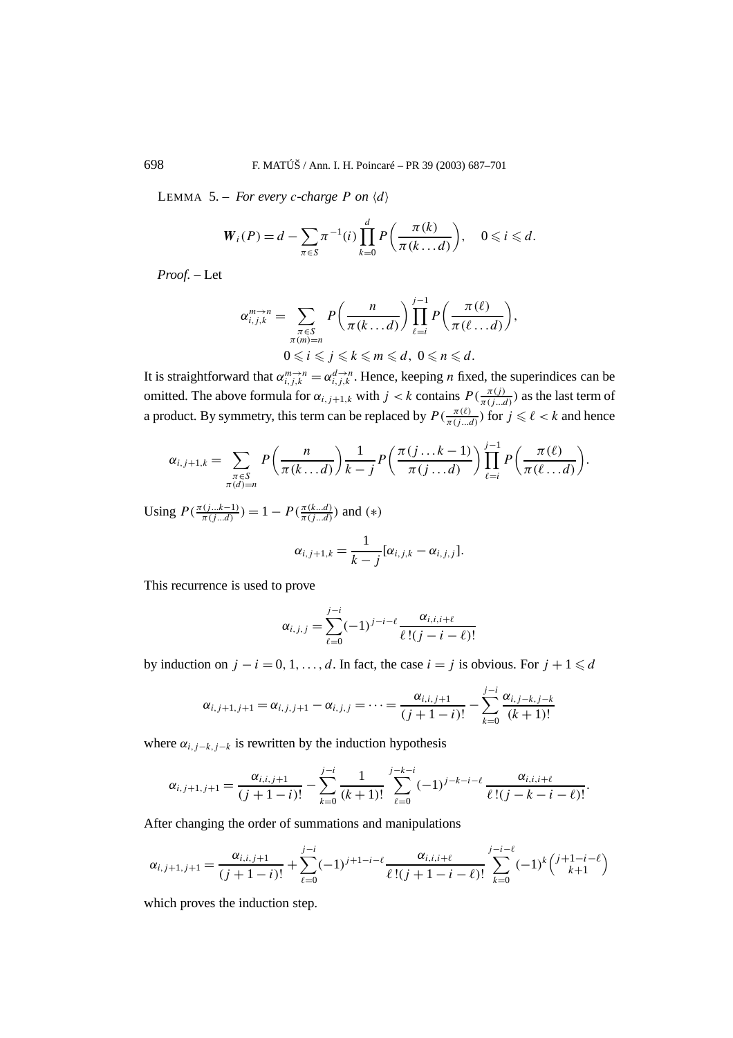LEMMA 5. – *For every c-charge P on* $\langle d\rangle$

$$\boldsymbol{W}_i(P) = d - \sum_{\pi\in S} \pi^{-1}(i) \prod_{k=0}^{d} P\left(\frac{\pi(k)}{\pi(k\dots d)}\right), \quad 0 \leqslant i \leqslant d.$$

*Proof.* – Let

$$\alpha_{i,j,k}^{m\to n} = \sum_{\substack{\pi\in S\\ \pi(m)=n}} P\left(\frac{n}{\pi(k\dots d)}\right) \prod_{\ell=i}^{j-1} P\left(\frac{\pi(\ell)}{\pi(\ell\dots d)}\right),$$
$$0 \leqslant i \leqslant j \leqslant k \leqslant m \leqslant d,\ 0 \leqslant n \leqslant d.$$

It is straightforward that $\alpha_{i,j,k}^{m\to n} = \alpha_{i,j,k}^{d\to n}$. Hence, keeping $n$ fixed, the superindices can be omitted. The above formula for $\alpha_{i,j+1,k}$ with $j<k$ contains $P(\frac{\pi(j)}{\pi(j\dots d)})$ as the last term of a product. By symmetry, this term can be replaced by $P(\frac{\pi(\ell)}{\pi(j\dots d)})$ for $j \leqslant \ell < k$ and hence

$$\alpha_{i,j+1,k} = \sum_{\substack{\pi\in S\\ \pi(d)=n}} P\left(\frac{n}{\pi(k\dots d)}\right) \frac{1}{k-j} P\left(\frac{\pi(j\dots k-1)}{\pi(j\dots d)}\right) \prod_{\ell=i}^{j-1} P\left(\frac{\pi(\ell)}{\pi(\ell\dots d)}\right).$$

Using $P(\frac{\pi(j\dots k-1)}{\pi(j\dots d)}) = 1 - P(\frac{\pi(k\dots d)}{\pi(j\dots d)})$ and $(*)$

$$\alpha_{i,j+1,k} = \frac{1}{k-j}[\alpha_{i,j,k} - \alpha_{i,j,j}].$$

This recurrence is used to prove

$$\alpha_{i,j,j} = \sum_{\ell=0}^{j-i} (-1)^{j-i-\ell} \frac{\alpha_{i,i,i+\ell}}{\ell!(j-i-\ell)!}$$

by induction on $j-i = 0,1,\dots,d$. In fact, the case $i=j$ is obvious. For $j+1 \leqslant d$

$$\alpha_{i,j+1,j+1} = \alpha_{i,j,j+1} - \alpha_{i,j,j} = \cdots = \frac{\alpha_{i,i,j+1}}{(j+1-i)!} - \sum_{k=0}^{j-i} \frac{\alpha_{i,j-k,j-k}}{(k+1)!}$$

where $\alpha_{i,j-k,j-k}$ is rewritten by the induction hypothesis

$$\alpha_{i,j+1,j+1} = \frac{\alpha_{i,i,j+1}}{(j+1-i)!} - \sum_{k=0}^{j-i} \frac{1}{(k+1)!} \sum_{\ell=0}^{j-k-i} (-1)^{j-k-i-\ell} \frac{\alpha_{i,i,i+\ell}}{\ell!(j-k-i-\ell)!}.$$

After changing the order of summations and manipulations

$$\alpha_{i,j+1,j+1} = \frac{\alpha_{i,i,j+1}}{(j+1-i)!} + \sum_{\ell=0}^{j-i} (-1)^{j+1-i-\ell} \frac{\alpha_{i,i,i+\ell}}{\ell!(j+1-i-\ell)!} \sum_{k=0}^{j-i-\ell} (-1)^k \binom{j+1-i-\ell}{k+1}$$

which proves the induction step.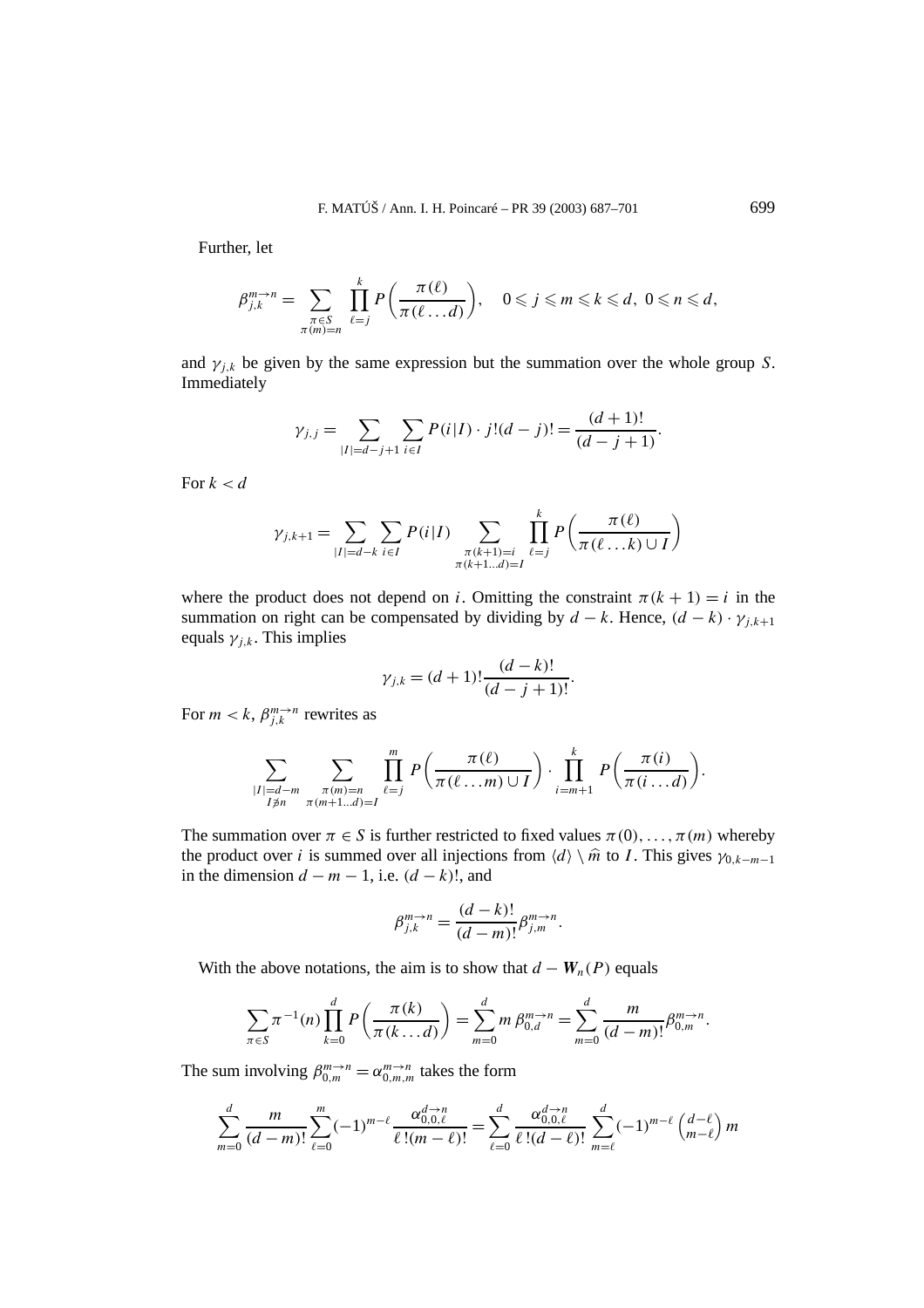Further, let

$$\beta_{j,k}^{m\to n} = \sum_{\substack{\pi\in S\\ \pi(m)=n}} \prod_{\ell=j}^{k} P\left(\frac{\pi(\ell)}{\pi(\ell\ldots d)}\right), \quad 0\leqslant j\leqslant m\leqslant k\leqslant d,\ 0\leqslant n\leqslant d,$$

and $\gamma_{j,k}$ be given by the same expression but the summation over the whole group $S$. Immediately

$$\gamma_{j,j} = \sum_{|I|=d-j+1} \sum_{i\in I} P(i|I)\cdot j!(d-j)! = \frac{(d+1)!}{(d-j+1)}.$$

For $k<d$

$$\gamma_{j,k+1} = \sum_{|I|=d-k} \sum_{i\in I} P(i|I) \sum_{\substack{\pi(k+1)=i\\ \pi(k+1\ldots d)=I}} \prod_{\ell=j}^{k} P\left(\frac{\pi(\ell)}{\pi(\ell\ldots k)\cup I}\right)$$

where the product does not depend on $i$. Omitting the constraint $\pi(k+1)=i$ in the summation on right can be compensated by dividing by $d-k$. Hence, $(d-k)\cdot\gamma_{j,k+1}$ equals $\gamma_{j,k}$. This implies

$$\gamma_{j,k} = (d+1)!\frac{(d-k)!}{(d-j+1)!}.$$

For $m<k$, $\beta_{j,k}^{m\to n}$ rewrites as

$$\sum_{\substack{|I|=d-m\\ I\not\ni n}} \sum_{\substack{\pi(m)=n\\ \pi(m+1\ldots d)=I}} \prod_{\ell=j}^{m} P\left(\frac{\pi(\ell)}{\pi(\ell\ldots m)\cup I}\right)\cdot \prod_{i=m+1}^{k} P\left(\frac{\pi(i)}{\pi(i\ldots d)}\right).$$

The summation over $\pi\in S$ is further restricted to fixed values $\pi(0),\ldots,\pi(m)$ whereby the product over $i$ is summed over all injections from $\langle d\rangle\setminus\widehat{m}$ to $I$. This gives $\gamma_{0,k-m-1}$ in the dimension $d-m-1$, i.e. $(d-k)!$, and

$$\beta_{j,k}^{m\to n} = \frac{(d-k)!}{(d-m)!}\beta_{j,m}^{m\to n}.$$

With the above notations, the aim is to show that $d-\boldsymbol{W}_n(P)$ equals

$$\sum_{\pi\in S}\pi^{-1}(n)\prod_{k=0}^{d} P\left(\frac{\pi(k)}{\pi(k\ldots d)}\right) = \sum_{m=0}^{d} m\,\beta_{0,d}^{m\to n} = \sum_{m=0}^{d}\frac{m}{(d-m)!}\beta_{0,m}^{m\to n}.$$

The sum involving $\beta_{0,m}^{m\to n}=\alpha_{0,m,m}^{m\to n}$ takes the form

$$\sum_{m=0}^{d}\frac{m}{(d-m)!}\sum_{\ell=0}^{m}(-1)^{m-\ell}\frac{\alpha_{0,0,\ell}^{d\to n}}{\ell!(m-\ell)!} = \sum_{\ell=0}^{d}\frac{\alpha_{0,0,\ell}^{d\to n}}{\ell!(d-\ell)!}\sum_{m=\ell}^{d}(-1)^{m-\ell}\binom{d-\ell}{m-\ell}m$$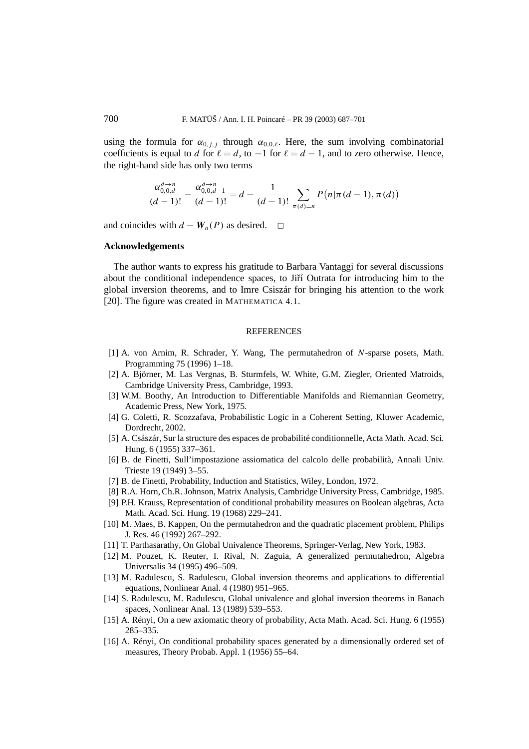using the formula for $\alpha_{0,j,j}$ through $\alpha_{0,0,\ell}$. Here, the sum involving combinatorial coefficients is equal to $d$ for $\ell = d$, to $-1$ for $\ell = d-1$, and to zero otherwise. Hence, the right-hand side has only two terms

$$\frac{\alpha_{0,0,d}^{d\to n}}{(d-1)!} - \frac{\alpha_{0,0,d-1}^{d\to n}}{(d-1)!} = d - \frac{1}{(d-1)!} \sum_{\pi(d)=n} P\big(n|\pi(d-1), \pi(d)\big)$$

and coincides with $d - \boldsymbol{W}_n(P)$ as desired. □

## Acknowledgements

The author wants to express his gratitude to Barbara Vantaggi for several discussions about the conditional independence spaces, to Jiří Outrata for introducing him to the global inversion theorems, and to Imre Csiszár for bringing his attention to the work [20]. The figure was created in MATHEMATICA 4.1.

## REFERENCES

[1] A. von Arnim, R. Schrader, Y. Wang, The permutahedron of $N$-sparse posets, Math. Programming 75 (1996) 1–18.

[2] A. Björner, M. Las Vergnas, B. Sturmfels, W. White, G.M. Ziegler, Oriented Matroids, Cambridge University Press, Cambridge, 1993.

[3] W.M. Boothy, An Introduction to Differentiable Manifolds and Riemannian Geometry, Academic Press, New York, 1975.

[4] G. Coletti, R. Scozzafava, Probabilistic Logic in a Coherent Setting, Kluwer Academic, Dordrecht, 2002.

[5] A. Császár, Sur la structure des espaces de probabilité conditionnelle, Acta Math. Acad. Sci. Hung. 6 (1955) 337–361.

[6] B. de Finetti, Sull'impostazione assiomatica del calcolo delle probabilità, Annali Univ. Trieste 19 (1949) 3–55.

[7] B. de Finetti, Probability, Induction and Statistics, Wiley, London, 1972.

[8] R.A. Horn, Ch.R. Johnson, Matrix Analysis, Cambridge University Press, Cambridge, 1985.

[9] P.H. Krauss, Representation of conditional probability measures on Boolean algebras, Acta Math. Acad. Sci. Hung. 19 (1968) 229–241.

[10] M. Maes, B. Kappen, On the permutahedron and the quadratic placement problem, Philips J. Res. 46 (1992) 267–292.

[11] T. Parthasarathy, On Global Univalence Theorems, Springer-Verlag, New York, 1983.

[12] M. Pouzet, K. Reuter, I. Rival, N. Zaguia, A generalized permutahedron, Algebra Universalis 34 (1995) 496–509.

[13] M. Radulescu, S. Radulescu, Global inversion theorems and applications to differential equations, Nonlinear Anal. 4 (1980) 951–965.

[14] S. Radulescu, M. Radulescu, Global univalence and global inversion theorems in Banach spaces, Nonlinear Anal. 13 (1989) 539–553.

[15] A. Rényi, On a new axiomatic theory of probability, Acta Math. Acad. Sci. Hung. 6 (1955) 285–335.

[16] A. Rényi, On conditional probability spaces generated by a dimensionally ordered set of measures, Theory Probab. Appl. 1 (1956) 55–64.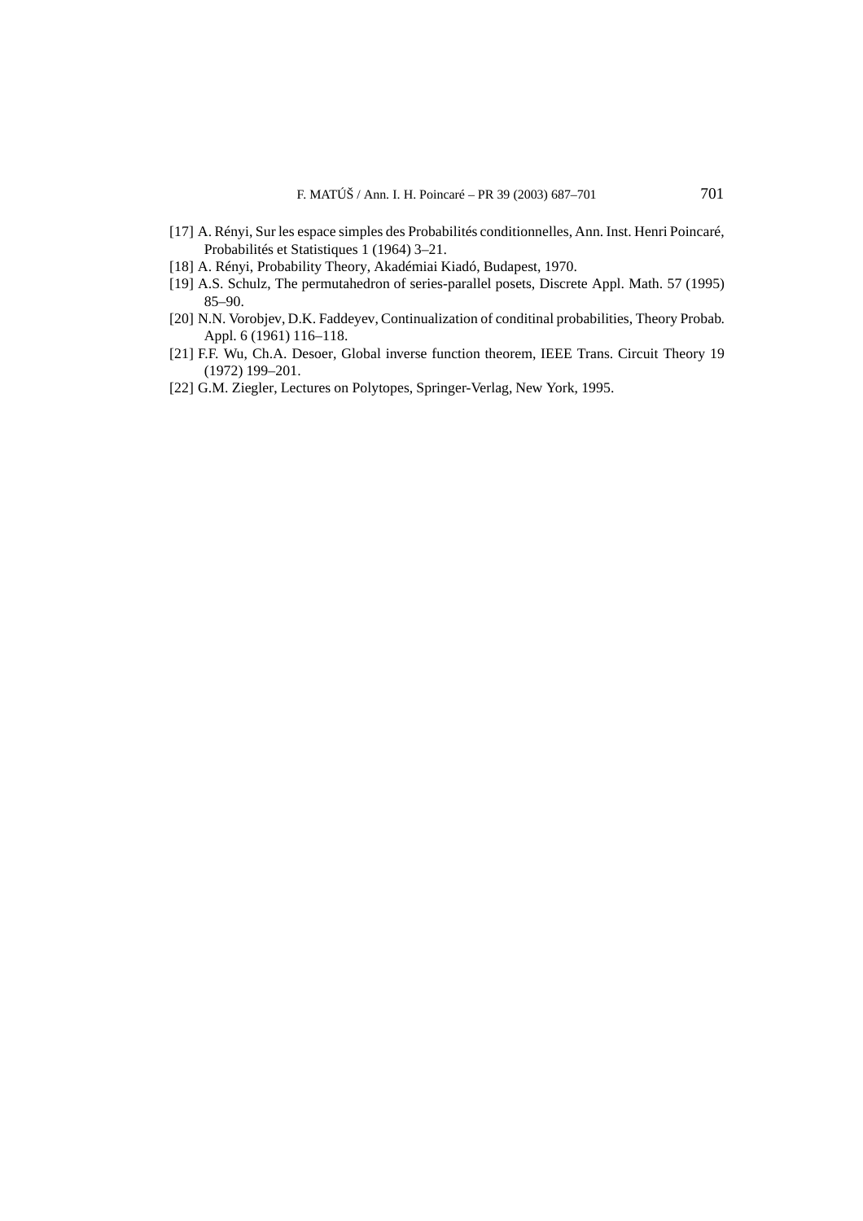[17] A. Rényi, Sur les espace simples des Probabilités conditionnelles, Ann. Inst. Henri Poincaré, Probabilités et Statistiques 1 (1964) 3–21.

[18] A. Rényi, Probability Theory, Akadémiai Kiadó, Budapest, 1970.

[19] A.S. Schulz, The permutahedron of series-parallel posets, Discrete Appl. Math. 57 (1995) 85–90.

[20] N.N. Vorobjev, D.K. Faddeyev, Continualization of conditinal probabilities, Theory Probab. Appl. 6 (1961) 116–118.

[21] F.F. Wu, Ch.A. Desoer, Global inverse function theorem, IEEE Trans. Circuit Theory 19 (1972) 199–201.

[22] G.M. Ziegler, Lectures on Polytopes, Springer-Verlag, New York, 1995.